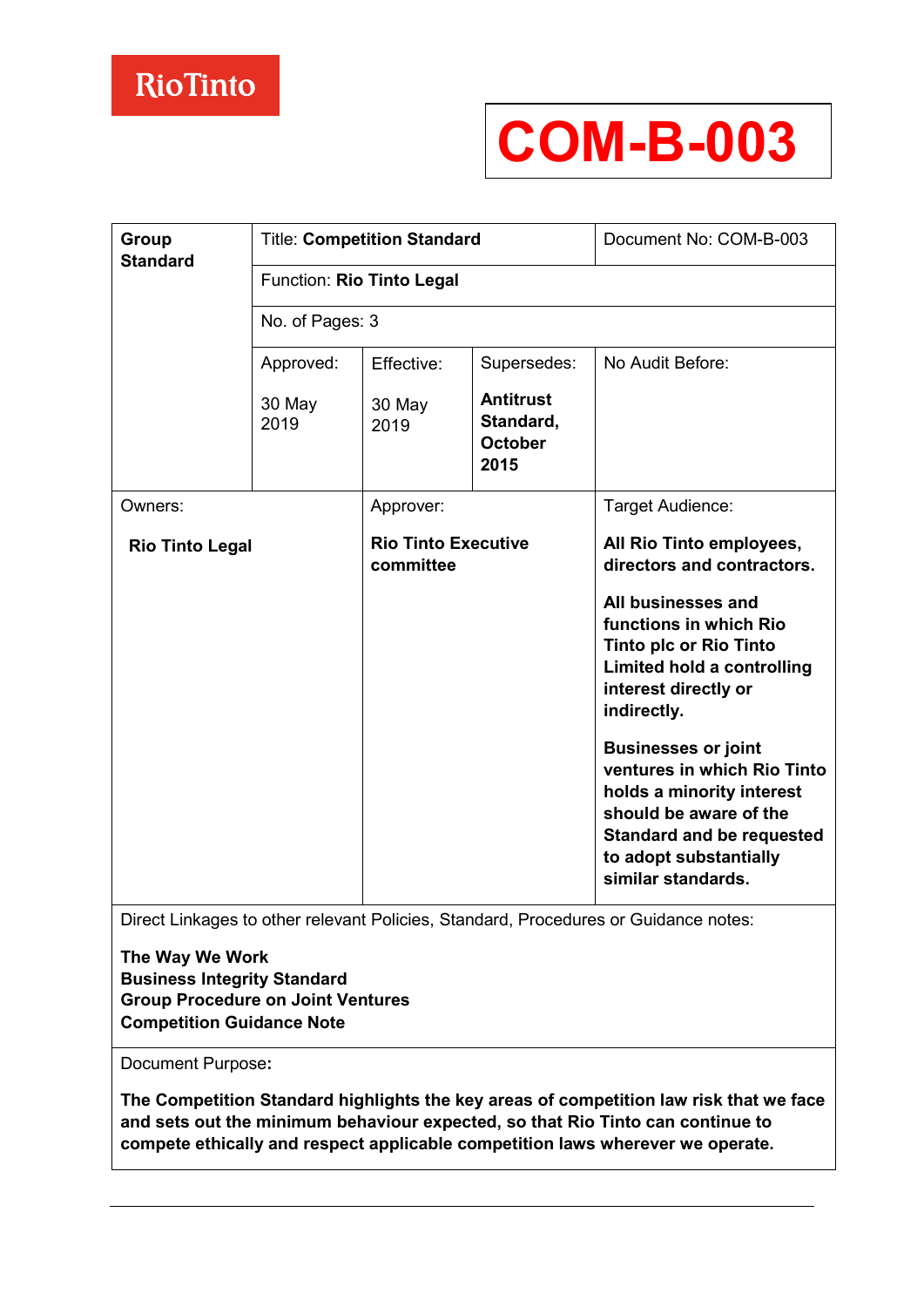RioTinto

# COM-B-003

| Group Standard | Title: **Competition Standard** | | | Document No: COM-B-003 |
|---|---|---|---|---|
| | Function: **Rio Tinto Legal** | | | |
| | No. of Pages: 3 | | | |
| | Approved: 30 May 2019 | Effective: 30 May 2019 | Supersedes: **Antitrust Standard, October 2015** | No Audit Before: |
| Owners: **Rio Tinto Legal** | | Approver: **Rio Tinto Executive committee** | | Target Audience: **All Rio Tinto employees, directors and contractors.** **All businesses and functions in which Rio Tinto plc or Rio Tinto Limited hold a controlling interest directly or indirectly.** **Businesses or joint ventures in which Rio Tinto holds a minority interest should be aware of the Standard and be requested to adopt substantially similar standards.** |

Direct Linkages to other relevant Policies, Standard, Procedures or Guidance notes:

**The Way We Work**
**Business Integrity Standard**
**Group Procedure on Joint Ventures**
**Competition Guidance Note**

Document Purpose:

**The Competition Standard highlights the key areas of competition law risk that we face and sets out the minimum behaviour expected, so that Rio Tinto can continue to compete ethically and respect applicable competition laws wherever we operate.**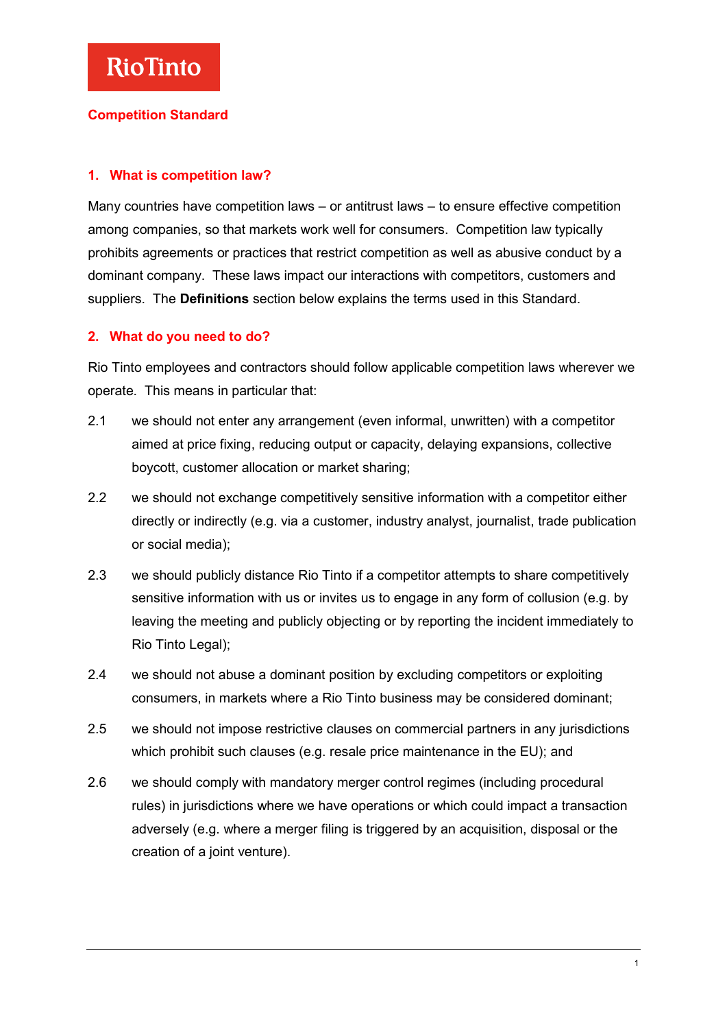RioTinto

## Competition Standard

### 1. What is competition law?

Many countries have competition laws – or antitrust laws – to ensure effective competition among companies, so that markets work well for consumers. Competition law typically prohibits agreements or practices that restrict competition as well as abusive conduct by a dominant company. These laws impact our interactions with competitors, customers and suppliers. The **Definitions** section below explains the terms used in this Standard.

### 2. What do you need to do?

Rio Tinto employees and contractors should follow applicable competition laws wherever we operate. This means in particular that:

2.1 we should not enter any arrangement (even informal, unwritten) with a competitor aimed at price fixing, reducing output or capacity, delaying expansions, collective boycott, customer allocation or market sharing;

2.2 we should not exchange competitively sensitive information with a competitor either directly or indirectly (e.g. via a customer, industry analyst, journalist, trade publication or social media);

2.3 we should publicly distance Rio Tinto if a competitor attempts to share competitively sensitive information with us or invites us to engage in any form of collusion (e.g. by leaving the meeting and publicly objecting or by reporting the incident immediately to Rio Tinto Legal);

2.4 we should not abuse a dominant position by excluding competitors or exploiting consumers, in markets where a Rio Tinto business may be considered dominant;

2.5 we should not impose restrictive clauses on commercial partners in any jurisdictions which prohibit such clauses (e.g. resale price maintenance in the EU); and

2.6 we should comply with mandatory merger control regimes (including procedural rules) in jurisdictions where we have operations or which could impact a transaction adversely (e.g. where a merger filing is triggered by an acquisition, disposal or the creation of a joint venture).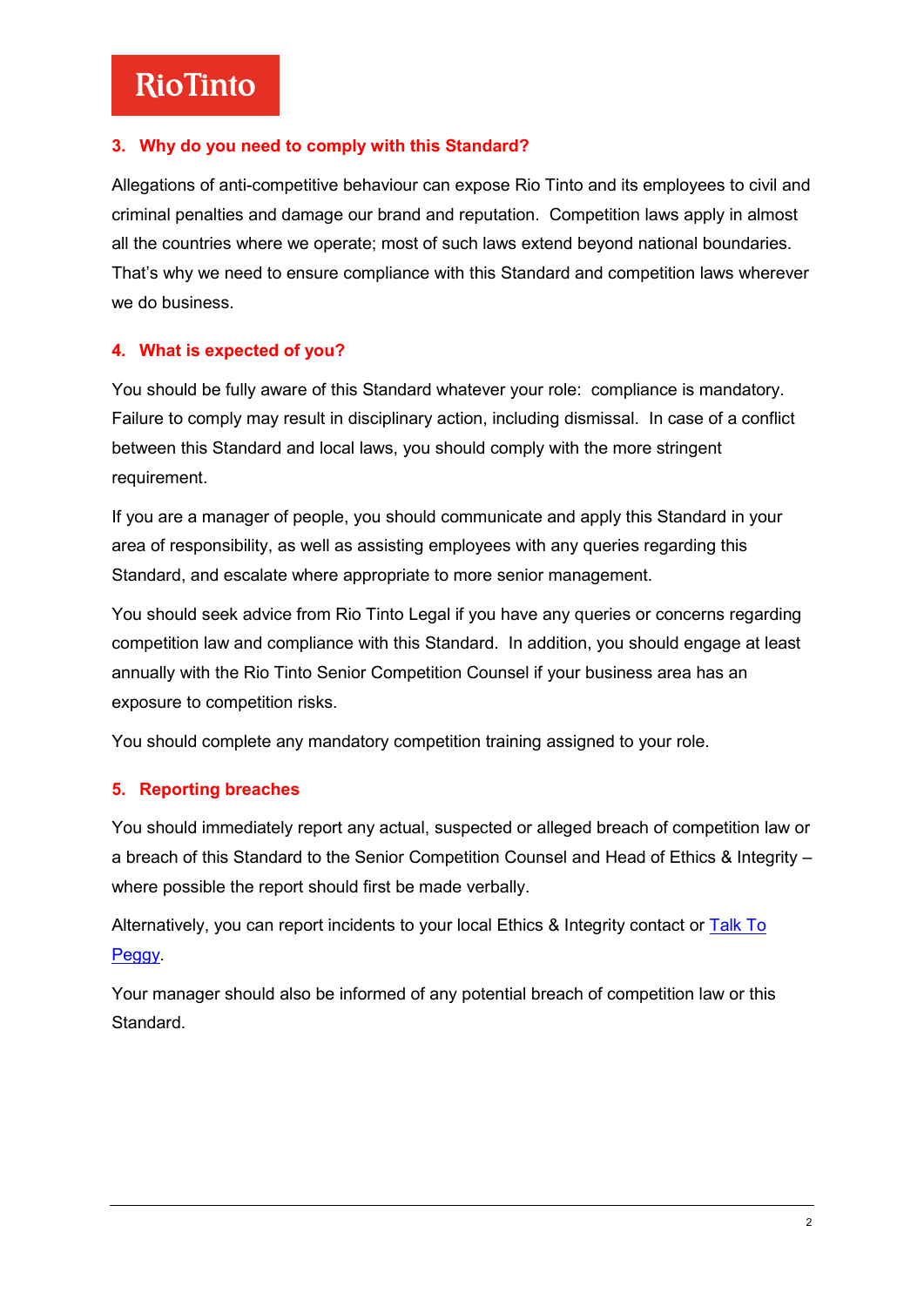## 3. Why do you need to comply with this Standard?

Allegations of anti-competitive behaviour can expose Rio Tinto and its employees to civil and criminal penalties and damage our brand and reputation. Competition laws apply in almost all the countries where we operate; most of such laws extend beyond national boundaries. That's why we need to ensure compliance with this Standard and competition laws wherever we do business.

## 4. What is expected of you?

You should be fully aware of this Standard whatever your role: compliance is mandatory. Failure to comply may result in disciplinary action, including dismissal. In case of a conflict between this Standard and local laws, you should comply with the more stringent requirement.

If you are a manager of people, you should communicate and apply this Standard in your area of responsibility, as well as assisting employees with any queries regarding this Standard, and escalate where appropriate to more senior management.

You should seek advice from Rio Tinto Legal if you have any queries or concerns regarding competition law and compliance with this Standard. In addition, you should engage at least annually with the Rio Tinto Senior Competition Counsel if your business area has an exposure to competition risks.

You should complete any mandatory competition training assigned to your role.

## 5. Reporting breaches

You should immediately report any actual, suspected or alleged breach of competition law or a breach of this Standard to the Senior Competition Counsel and Head of Ethics & Integrity – where possible the report should first be made verbally.

Alternatively, you can report incidents to your local Ethics & Integrity contact or Talk To Peggy.

Your manager should also be informed of any potential breach of competition law or this Standard.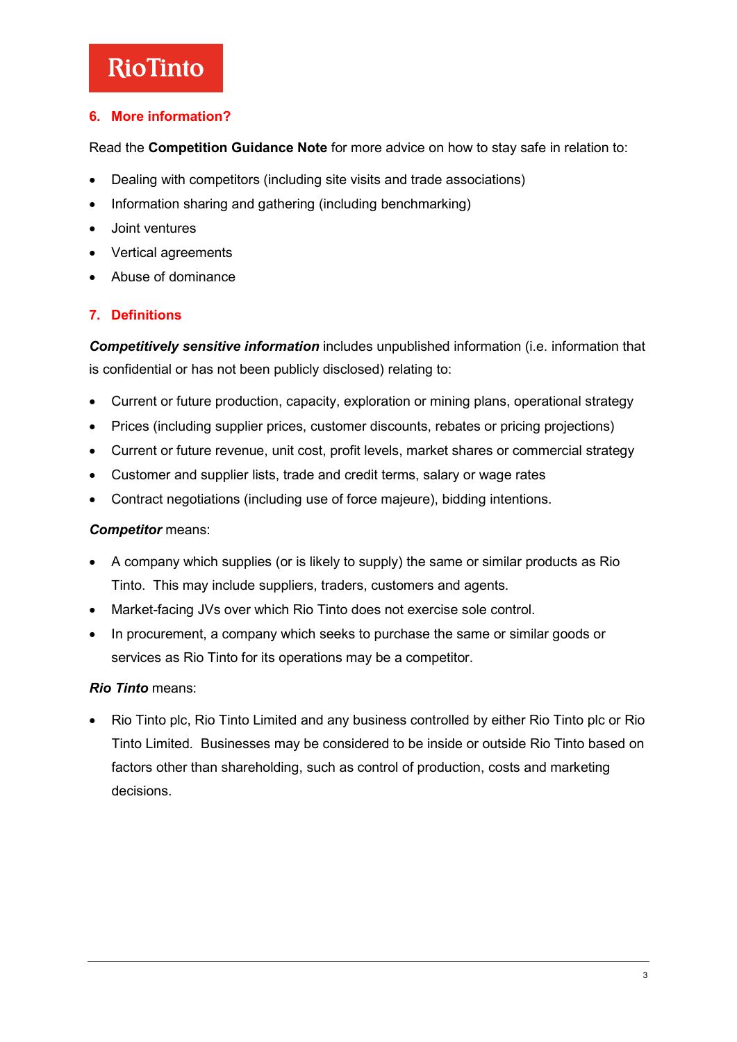## 6. More information?

Read the **Competition Guidance Note** for more advice on how to stay safe in relation to:

- Dealing with competitors (including site visits and trade associations)
- Information sharing and gathering (including benchmarking)
- Joint ventures
- Vertical agreements
- Abuse of dominance

## 7. Definitions

***Competitively sensitive information*** includes unpublished information (i.e. information that is confidential or has not been publicly disclosed) relating to:

- Current or future production, capacity, exploration or mining plans, operational strategy
- Prices (including supplier prices, customer discounts, rebates or pricing projections)
- Current or future revenue, unit cost, profit levels, market shares or commercial strategy
- Customer and supplier lists, trade and credit terms, salary or wage rates
- Contract negotiations (including use of force majeure), bidding intentions.

***Competitor*** means:

- A company which supplies (or is likely to supply) the same or similar products as Rio Tinto. This may include suppliers, traders, customers and agents.
- Market-facing JVs over which Rio Tinto does not exercise sole control.
- In procurement, a company which seeks to purchase the same or similar goods or services as Rio Tinto for its operations may be a competitor.

***Rio Tinto*** means:

- Rio Tinto plc, Rio Tinto Limited and any business controlled by either Rio Tinto plc or Rio Tinto Limited. Businesses may be considered to be inside or outside Rio Tinto based on factors other than shareholding, such as control of production, costs and marketing decisions.